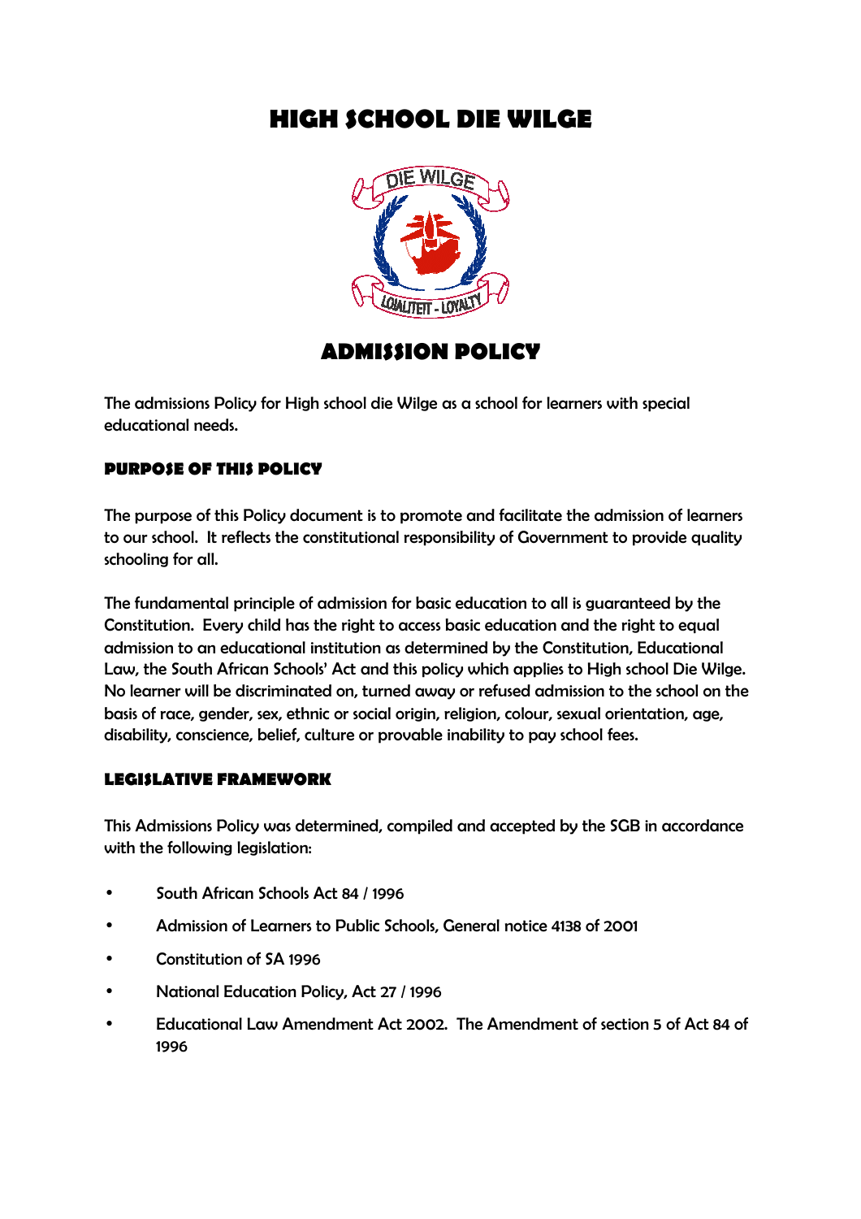# HIGH SCHOOL DIE WILGE

## ADMISSION POLICY

The admissions Policy for High school die Wilge as a school for learners with special educational needs.

### PURPOSE OF THIS POLICY

The purpose of this Policy document is to promote and facilitate the admission of learners to our school. It reflects the constitutional responsibility of Government to provide quality schooling for all.

The fundamental principle of admission for basic education to all is guaranteed by the Constitution. Every child has the right to access basic education and the right to equal admission to an educational institution as determined by the Constitution, Educational Law, the South African Schools' Act and this policy which applies to High school Die Wilge. No learner will be discriminated on, turned away or refused admission to the school on the basis of race, gender, sex, ethnic or social origin, religion, colour, sexual orientation, age, disability, conscience, belief, culture or provable inability to pay school fees.

### LEGISLATIVE FRAMEWORK

This Admissions Policy was determined, compiled and accepted by the SGB in accordance with the following legislation:

- South African Schools Act 84 / 1996
- Admission of Learners to Public Schools, General notice 4138 of 2001
- Constitution of SA 1996
- National Education Policy, Act 27 / 1996
- Educational Law Amendment Act 2002. The Amendment of section 5 of Act 84 of 1996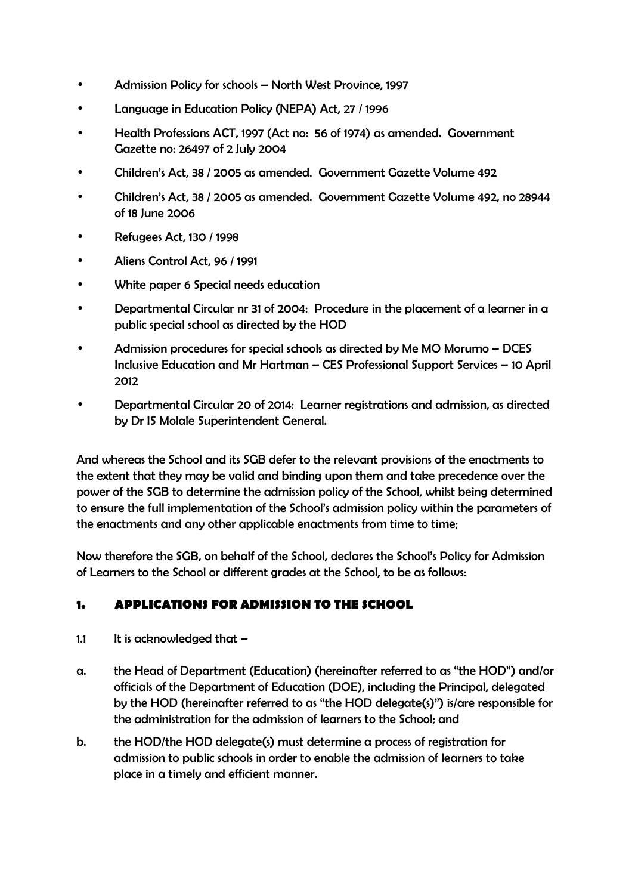- Admission Policy for schools – North West Province, 1997
- Language in Education Policy (NEPA) Act, 27 / 1996
- Health Professions ACT, 1997 (Act no: 56 of 1974) as amended. Government Gazette no: 26497 of 2 July 2004
- Children's Act, 38 / 2005 as amended. Government Gazette Volume 492
- Children's Act, 38 / 2005 as amended. Government Gazette Volume 492, no 28944 of 18 June 2006
- Refugees Act, 130 / 1998
- Aliens Control Act, 96 / 1991
- White paper 6 Special needs education
- Departmental Circular nr 31 of 2004: Procedure in the placement of a learner in a public special school as directed by the HOD
- Admission procedures for special schools as directed by Me MO Morumo – DCES Inclusive Education and Mr Hartman – CES Professional Support Services – 10 April 2012
- Departmental Circular 20 of 2014: Learner registrations and admission, as directed by Dr IS Molale Superintendent General.

And whereas the School and its SGB defer to the relevant provisions of the enactments to the extent that they may be valid and binding upon them and take precedence over the power of the SGB to determine the admission policy of the School, whilst being determined to ensure the full implementation of the School's admission policy within the parameters of the enactments and any other applicable enactments from time to time;

Now therefore the SGB, on behalf of the School, declares the School's Policy for Admission of Learners to the School or different grades at the School, to be as follows:

## 1. APPLICATIONS FOR ADMISSION TO THE SCHOOL

1.1 It is acknowledged that –

a. the Head of Department (Education) (hereinafter referred to as "the HOD") and/or officials of the Department of Education (DOE), including the Principal, delegated by the HOD (hereinafter referred to as "the HOD delegate(s)") is/are responsible for the administration for the admission of learners to the School; and

b. the HOD/the HOD delegate(s) must determine a process of registration for admission to public schools in order to enable the admission of learners to take place in a timely and efficient manner.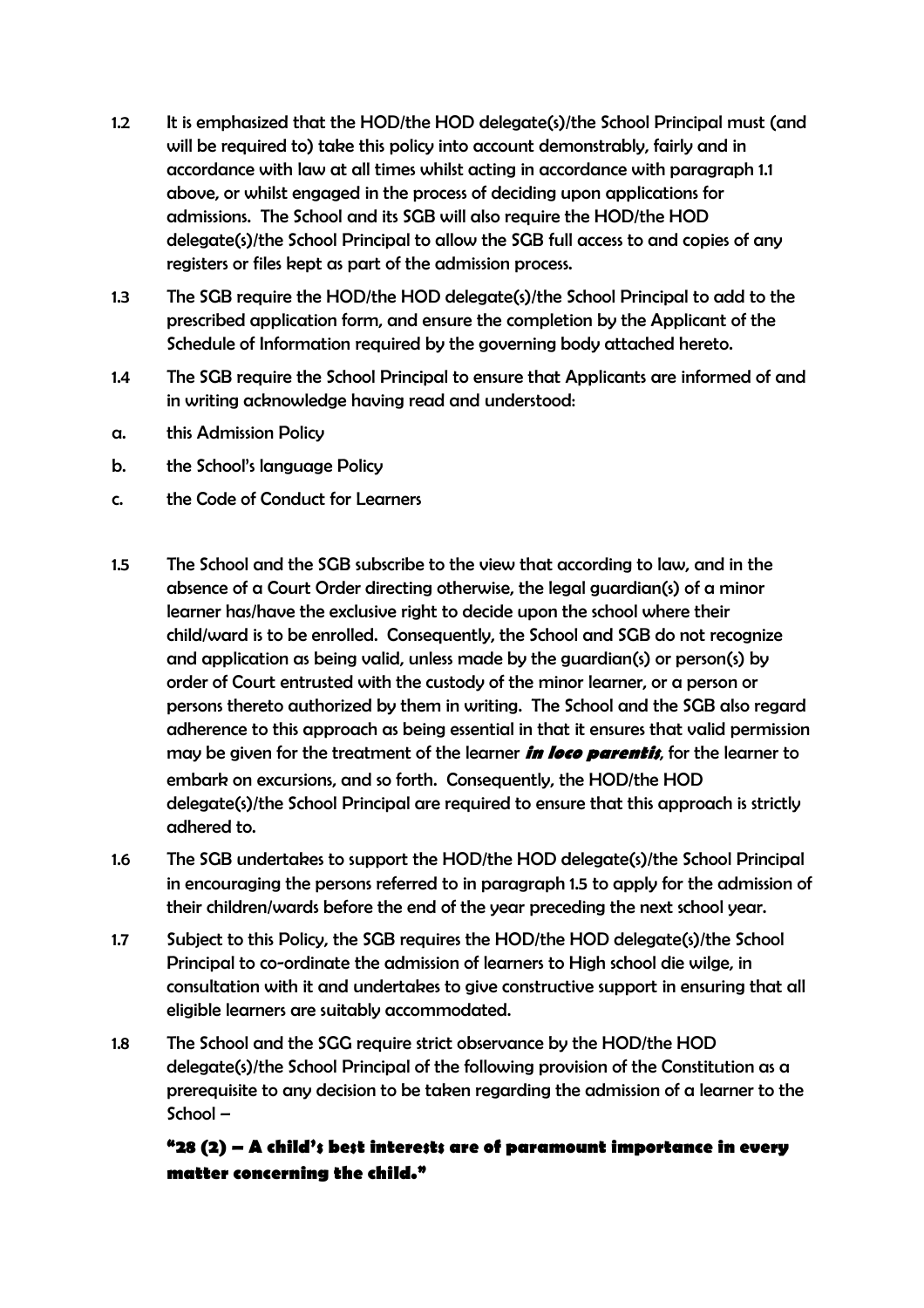1.2 It is emphasized that the HOD/the HOD delegate(s)/the School Principal must (and will be required to) take this policy into account demonstrably, fairly and in accordance with law at all times whilst acting in accordance with paragraph 1.1 above, or whilst engaged in the process of deciding upon applications for admissions. The School and its SGB will also require the HOD/the HOD delegate(s)/the School Principal to allow the SGB full access to and copies of any registers or files kept as part of the admission process.

1.3 The SGB require the HOD/the HOD delegate(s)/the School Principal to add to the prescribed application form, and ensure the completion by the Applicant of the Schedule of Information required by the governing body attached hereto.

1.4 The SGB require the School Principal to ensure that Applicants are informed of and in writing acknowledge having read and understood:

a. this Admission Policy

b. the School's language Policy

c. the Code of Conduct for Learners

1.5 The School and the SGB subscribe to the view that according to law, and in the absence of a Court Order directing otherwise, the legal guardian(s) of a minor learner has/have the exclusive right to decide upon the school where their child/ward is to be enrolled. Consequently, the School and SGB do not recognize and application as being valid, unless made by the guardian(s) or person(s) by order of Court entrusted with the custody of the minor learner, or a person or persons thereto authorized by them in writing. The School and the SGB also regard adherence to this approach as being essential in that it ensures that valid permission may be given for the treatment of the learner ***in loco parentis***, for the learner to embark on excursions, and so forth. Consequently, the HOD/the HOD delegate(s)/the School Principal are required to ensure that this approach is strictly adhered to.

1.6 The SGB undertakes to support the HOD/the HOD delegate(s)/the School Principal in encouraging the persons referred to in paragraph 1.5 to apply for the admission of their children/wards before the end of the year preceding the next school year.

1.7 Subject to this Policy, the SGB requires the HOD/the HOD delegate(s)/the School Principal to co-ordinate the admission of learners to High school die wilge, in consultation with it and undertakes to give constructive support in ensuring that all eligible learners are suitably accommodated.

1.8 The School and the SGG require strict observance by the HOD/the HOD delegate(s)/the School Principal of the following provision of the Constitution as a prerequisite to any decision to be taken regarding the admission of a learner to the School –

**"28 (2) – A child's best interests are of paramount importance in every matter concerning the child."**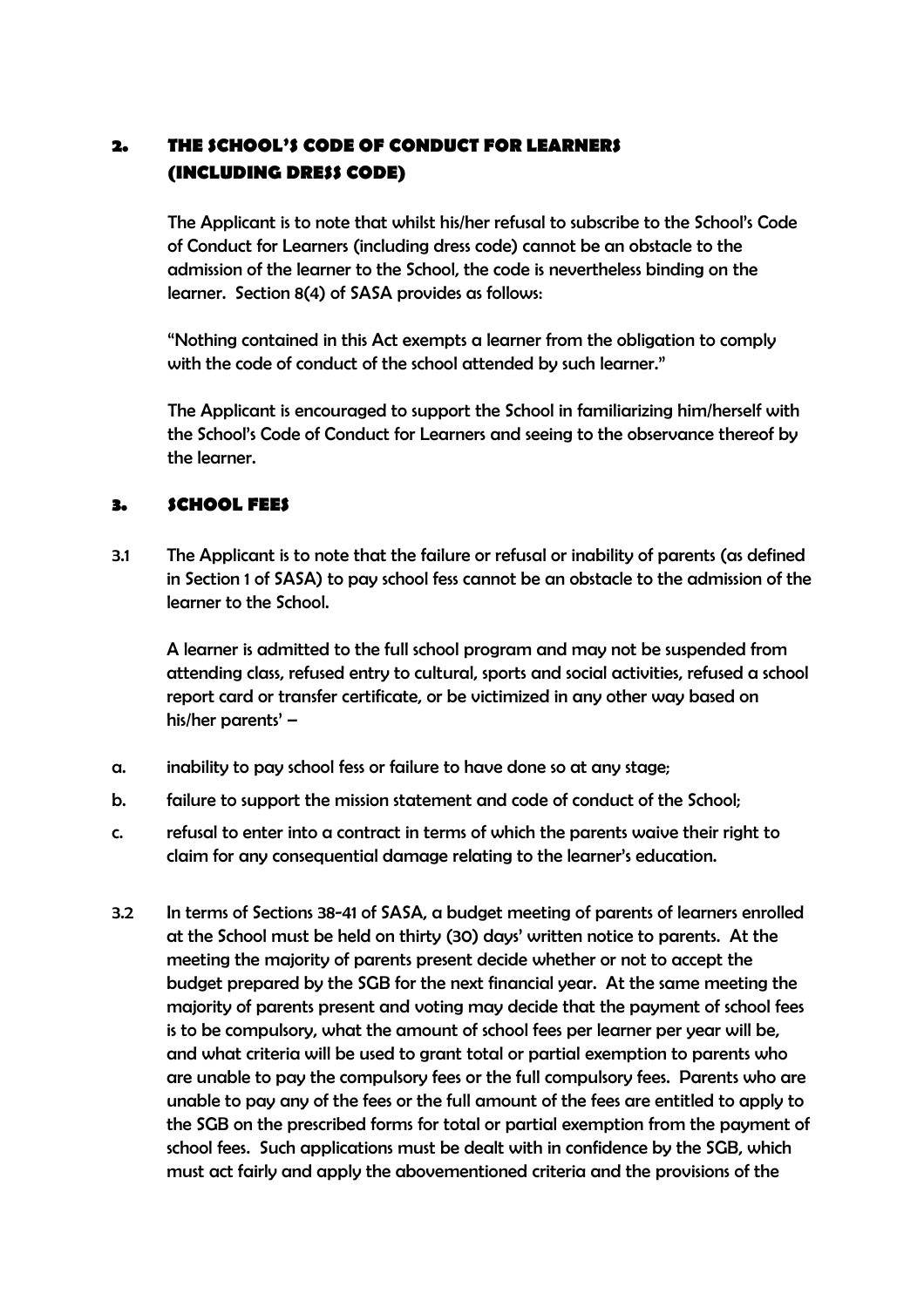## 2. THE SCHOOL'S CODE OF CONDUCT FOR LEARNERS (INCLUDING DRESS CODE)

The Applicant is to note that whilst his/her refusal to subscribe to the School's Code of Conduct for Learners (including dress code) cannot be an obstacle to the admission of the learner to the School, the code is nevertheless binding on the learner. Section 8(4) of SASA provides as follows:

"Nothing contained in this Act exempts a learner from the obligation to comply with the code of conduct of the school attended by such learner."

The Applicant is encouraged to support the School in familiarizing him/herself with the School's Code of Conduct for Learners and seeing to the observance thereof by the learner.

## 3. SCHOOL FEES

3.1 The Applicant is to note that the failure or refusal or inability of parents (as defined in Section 1 of SASA) to pay school fess cannot be an obstacle to the admission of the learner to the School.

A learner is admitted to the full school program and may not be suspended from attending class, refused entry to cultural, sports and social activities, refused a school report card or transfer certificate, or be victimized in any other way based on his/her parents' –

a. inability to pay school fess or failure to have done so at any stage;

b. failure to support the mission statement and code of conduct of the School;

c. refusal to enter into a contract in terms of which the parents waive their right to claim for any consequential damage relating to the learner's education.

3.2 In terms of Sections 38-41 of SASA, a budget meeting of parents of learners enrolled at the School must be held on thirty (30) days' written notice to parents. At the meeting the majority of parents present decide whether or not to accept the budget prepared by the SGB for the next financial year. At the same meeting the majority of parents present and voting may decide that the payment of school fees is to be compulsory, what the amount of school fees per learner per year will be, and what criteria will be used to grant total or partial exemption to parents who are unable to pay the compulsory fees or the full compulsory fees. Parents who are unable to pay any of the fees or the full amount of the fees are entitled to apply to the SGB on the prescribed forms for total or partial exemption from the payment of school fees. Such applications must be dealt with in confidence by the SGB, which must act fairly and apply the abovementioned criteria and the provisions of the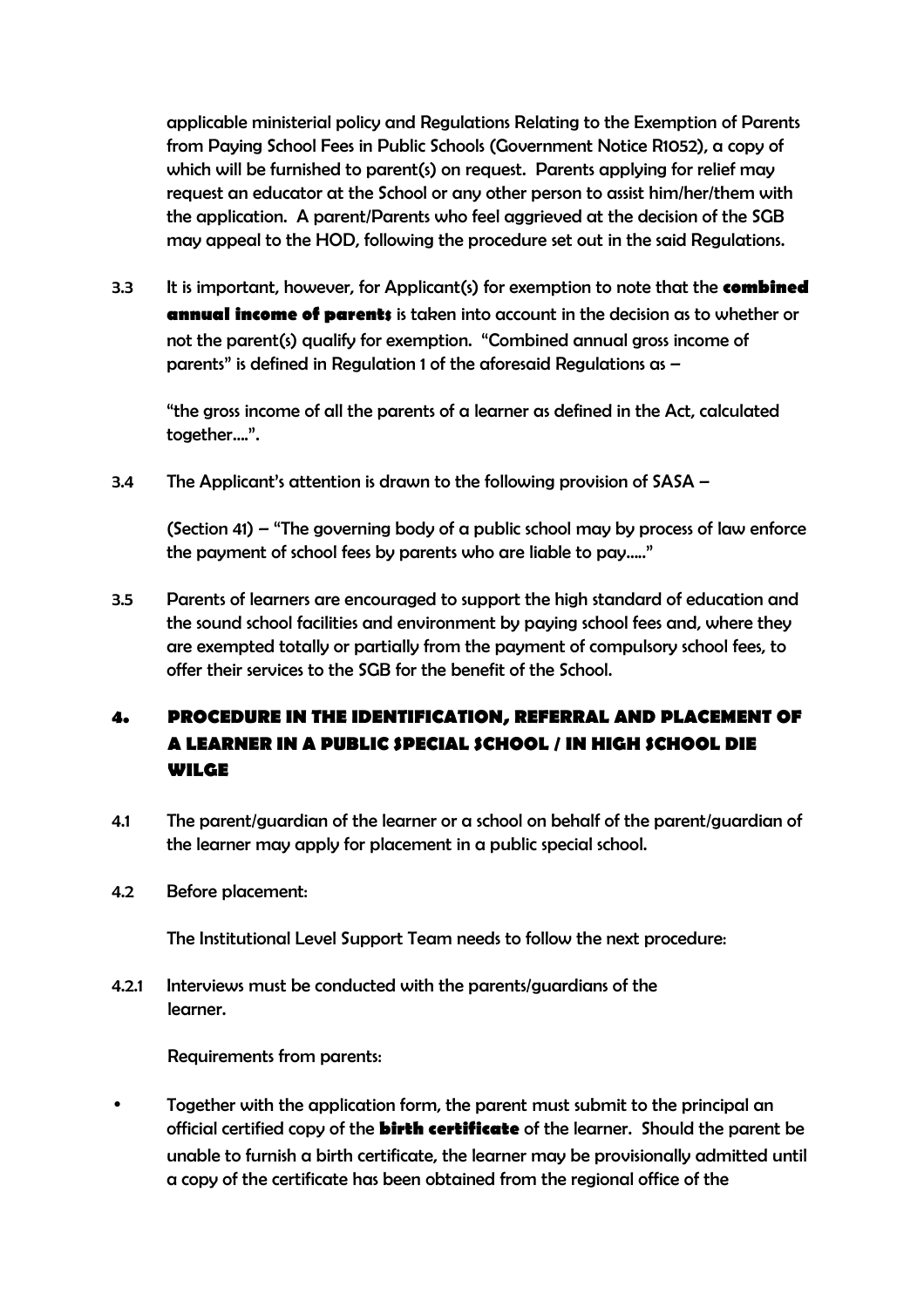applicable ministerial policy and Regulations Relating to the Exemption of Parents from Paying School Fees in Public Schools (Government Notice R1052), a copy of which will be furnished to parent(s) on request. Parents applying for relief may request an educator at the School or any other person to assist him/her/them with the application. A parent/Parents who feel aggrieved at the decision of the SGB may appeal to the HOD, following the procedure set out in the said Regulations.

3.3 It is important, however, for Applicant(s) for exemption to note that the **combined annual income of parents** is taken into account in the decision as to whether or not the parent(s) qualify for exemption. "Combined annual gross income of parents" is defined in Regulation 1 of the aforesaid Regulations as –

"the gross income of all the parents of a learner as defined in the Act, calculated together….".

3.4 The Applicant's attention is drawn to the following provision of SASA –

(Section 41) – "The governing body of a public school may by process of law enforce the payment of school fees by parents who are liable to pay….."

3.5 Parents of learners are encouraged to support the high standard of education and the sound school facilities and environment by paying school fees and, where they are exempted totally or partially from the payment of compulsory school fees, to offer their services to the SGB for the benefit of the School.

## 4. PROCEDURE IN THE IDENTIFICATION, REFERRAL AND PLACEMENT OF A LEARNER IN A PUBLIC SPECIAL SCHOOL / IN HIGH SCHOOL DIE WILGE

4.1 The parent/guardian of the learner or a school on behalf of the parent/guardian of the learner may apply for placement in a public special school.

4.2 Before placement:

The Institutional Level Support Team needs to follow the next procedure:

4.2.1 Interviews must be conducted with the parents/guardians of the learner.

Requirements from parents:

- Together with the application form, the parent must submit to the principal an official certified copy of the **birth certificate** of the learner. Should the parent be unable to furnish a birth certificate, the learner may be provisionally admitted until a copy of the certificate has been obtained from the regional office of the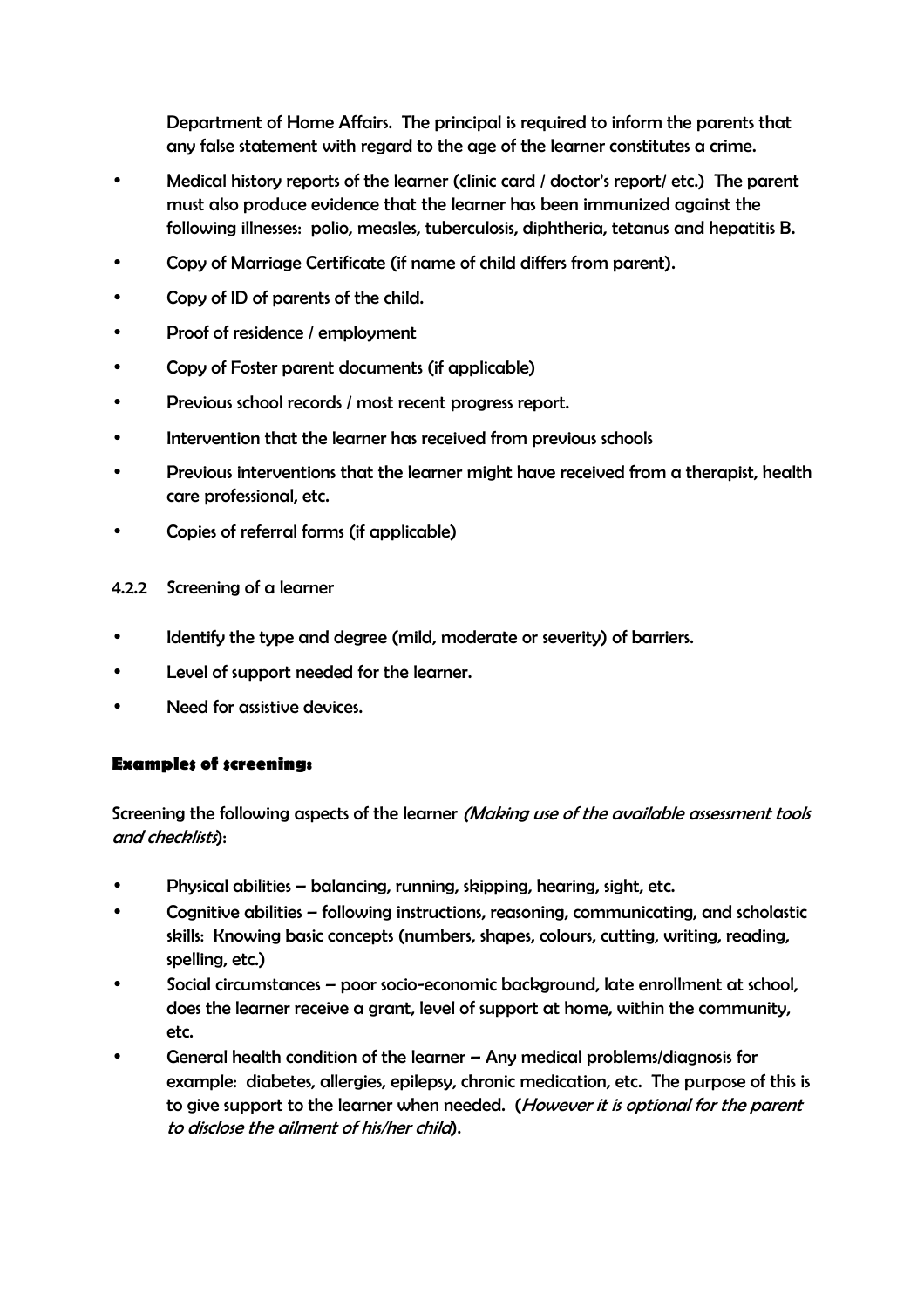Department of Home Affairs. The principal is required to inform the parents that any false statement with regard to the age of the learner constitutes a crime.

- Medical history reports of the learner (clinic card / doctor's report/ etc.) The parent must also produce evidence that the learner has been immunized against the following illnesses: polio, measles, tuberculosis, diphtheria, tetanus and hepatitis B.
- Copy of Marriage Certificate (if name of child differs from parent).
- Copy of ID of parents of the child.
- Proof of residence / employment
- Copy of Foster parent documents (if applicable)
- Previous school records / most recent progress report.
- Intervention that the learner has received from previous schools
- Previous interventions that the learner might have received from a therapist, health care professional, etc.
- Copies of referral forms (if applicable)

4.2.2 Screening of a learner

- Identify the type and degree (mild, moderate or severity) of barriers.
- Level of support needed for the learner.
- Need for assistive devices.

**Examples of screening:**

Screening the following aspects of the learner *(Making use of the available assessment tools and checklists)*:

- Physical abilities – balancing, running, skipping, hearing, sight, etc.
- Cognitive abilities – following instructions, reasoning, communicating, and scholastic skills: Knowing basic concepts (numbers, shapes, colours, cutting, writing, reading, spelling, etc.)
- Social circumstances – poor socio-economic background, late enrollment at school, does the learner receive a grant, level of support at home, within the community, etc.
- General health condition of the learner – Any medical problems/diagnosis for example: diabetes, allergies, epilepsy, chronic medication, etc. The purpose of this is to give support to the learner when needed. (*However it is optional for the parent to disclose the ailment of his/her child*).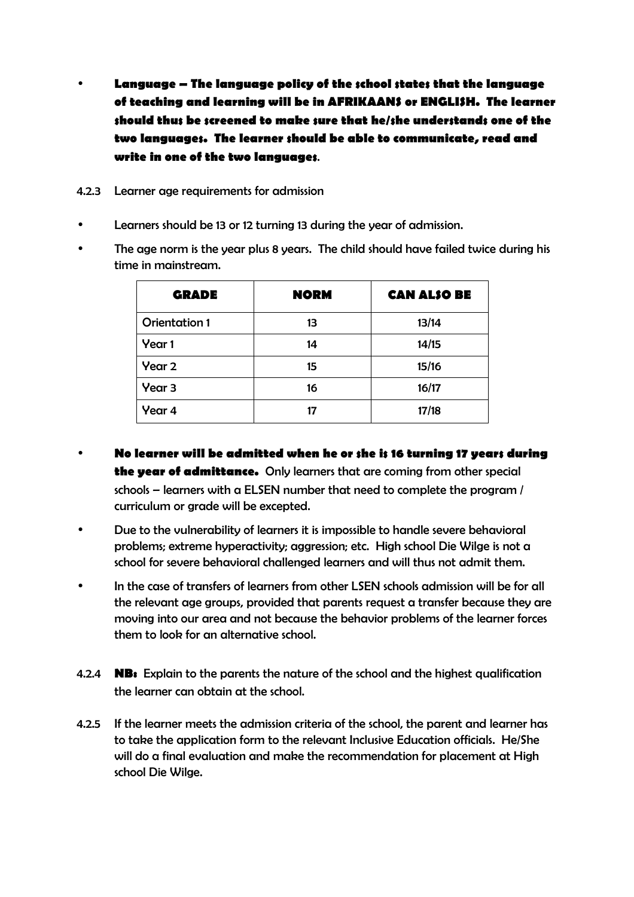- **Language – The language policy of the school states that the language of teaching and learning will be in AFRIKAANS or ENGLISH. The learner should thus be screened to make sure that he/she understands one of the two languages. The learner should be able to communicate, read and write in one of the two languages.**

4.2.3 Learner age requirements for admission

- Learners should be 13 or 12 turning 13 during the year of admission.
- The age norm is the year plus 8 years. The child should have failed twice during his time in mainstream.

| GRADE | NORM | CAN ALSO BE |
|---|---|---|
| Orientation 1 | 13 | 13/14 |
| Year 1 | 14 | 14/15 |
| Year 2 | 15 | 15/16 |
| Year 3 | 16 | 16/17 |
| Year 4 | 17 | 17/18 |

- **No learner will be admitted when he or she is 16 turning 17 years during the year of admittance.** Only learners that are coming from other special schools – learners with a ELSEN number that need to complete the program / curriculum or grade will be excepted.
- Due to the vulnerability of learners it is impossible to handle severe behavioral problems; extreme hyperactivity; aggression; etc. High school Die Wilge is not a school for severe behavioral challenged learners and will thus not admit them.
- In the case of transfers of learners from other LSEN schools admission will be for all the relevant age groups, provided that parents request a transfer because they are moving into our area and not because the behavior problems of the learner forces them to look for an alternative school.

4.2.4 **NB:** Explain to the parents the nature of the school and the highest qualification the learner can obtain at the school.

4.2.5 If the learner meets the admission criteria of the school, the parent and learner has to take the application form to the relevant Inclusive Education officials. He/She will do a final evaluation and make the recommendation for placement at High school Die Wilge.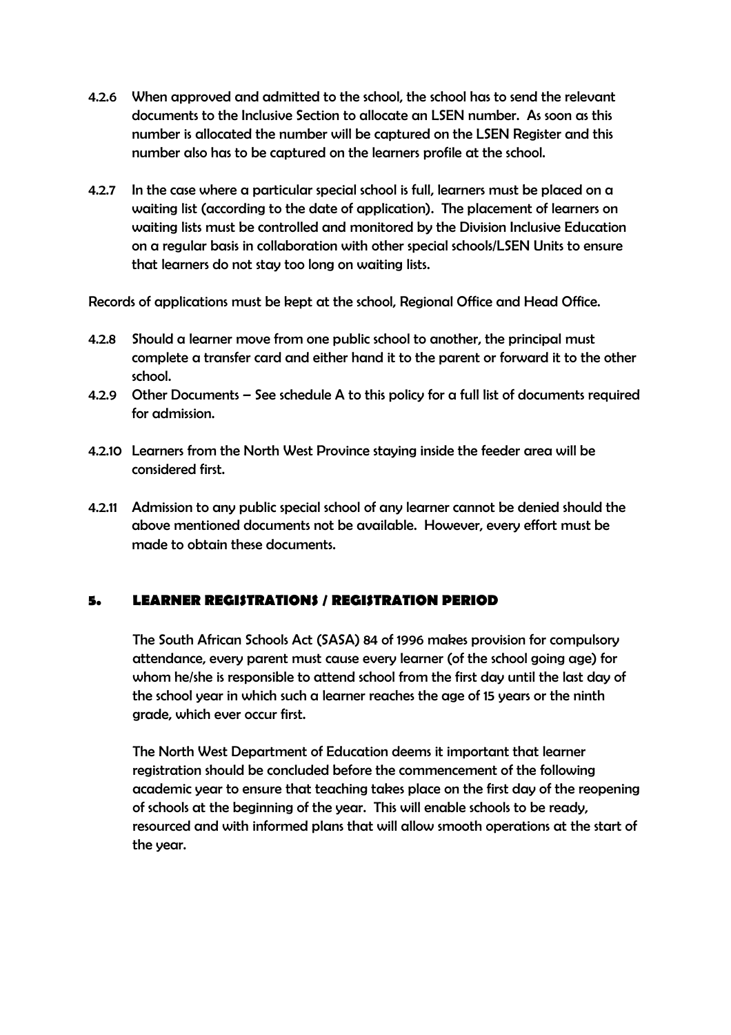4.2.6 When approved and admitted to the school, the school has to send the relevant documents to the Inclusive Section to allocate an LSEN number. As soon as this number is allocated the number will be captured on the LSEN Register and this number also has to be captured on the learners profile at the school.

4.2.7 In the case where a particular special school is full, learners must be placed on a waiting list (according to the date of application). The placement of learners on waiting lists must be controlled and monitored by the Division Inclusive Education on a regular basis in collaboration with other special schools/LSEN Units to ensure that learners do not stay too long on waiting lists.

Records of applications must be kept at the school, Regional Office and Head Office.

4.2.8 Should a learner move from one public school to another, the principal must complete a transfer card and either hand it to the parent or forward it to the other school.

4.2.9 Other Documents – See schedule A to this policy for a full list of documents required for admission.

4.2.10 Learners from the North West Province staying inside the feeder area will be considered first.

4.2.11 Admission to any public special school of any learner cannot be denied should the above mentioned documents not be available. However, every effort must be made to obtain these documents.

## 5. LEARNER REGISTRATIONS / REGISTRATION PERIOD

The South African Schools Act (SASA) 84 of 1996 makes provision for compulsory attendance, every parent must cause every learner (of the school going age) for whom he/she is responsible to attend school from the first day until the last day of the school year in which such a learner reaches the age of 15 years or the ninth grade, which ever occur first.

The North West Department of Education deems it important that learner registration should be concluded before the commencement of the following academic year to ensure that teaching takes place on the first day of the reopening of schools at the beginning of the year. This will enable schools to be ready, resourced and with informed plans that will allow smooth operations at the start of the year.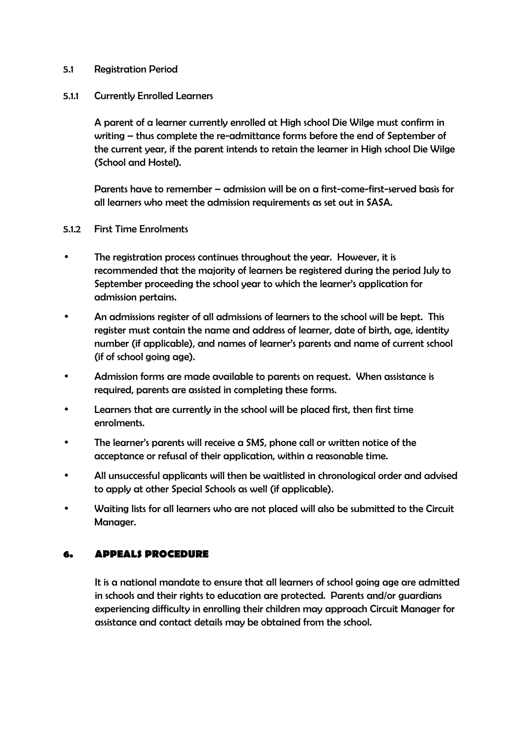### 5.1 Registration Period

#### 5.1.1 Currently Enrolled Learners

A parent of a learner currently enrolled at High school Die Wilge must confirm in writing – thus complete the re-admittance forms before the end of September of the current year, if the parent intends to retain the learner in High school Die Wilge (School and Hostel).

Parents have to remember – admission will be on a first-come-first-served basis for all learners who meet the admission requirements as set out in SASA.

#### 5.1.2 First Time Enrolments

- The registration process continues throughout the year. However, it is recommended that the majority of learners be registered during the period July to September proceeding the school year to which the learner's application for admission pertains.
- An admissions register of all admissions of learners to the school will be kept. This register must contain the name and address of learner, date of birth, age, identity number (if applicable), and names of learner's parents and name of current school (if of school going age).
- Admission forms are made available to parents on request. When assistance is required, parents are assisted in completing these forms.
- Learners that are currently in the school will be placed first, then first time enrolments.
- The learner's parents will receive a SMS, phone call or written notice of the acceptance or refusal of their application, within a reasonable time.
- All unsuccessful applicants will then be waitlisted in chronological order and advised to apply at other Special Schools as well (if applicable).
- Waiting lists for all learners who are not placed will also be submitted to the Circuit Manager.

## 6. APPEALS PROCEDURE

It is a national mandate to ensure that all learners of school going age are admitted in schools and their rights to education are protected. Parents and/or guardians experiencing difficulty in enrolling their children may approach Circuit Manager for assistance and contact details may be obtained from the school.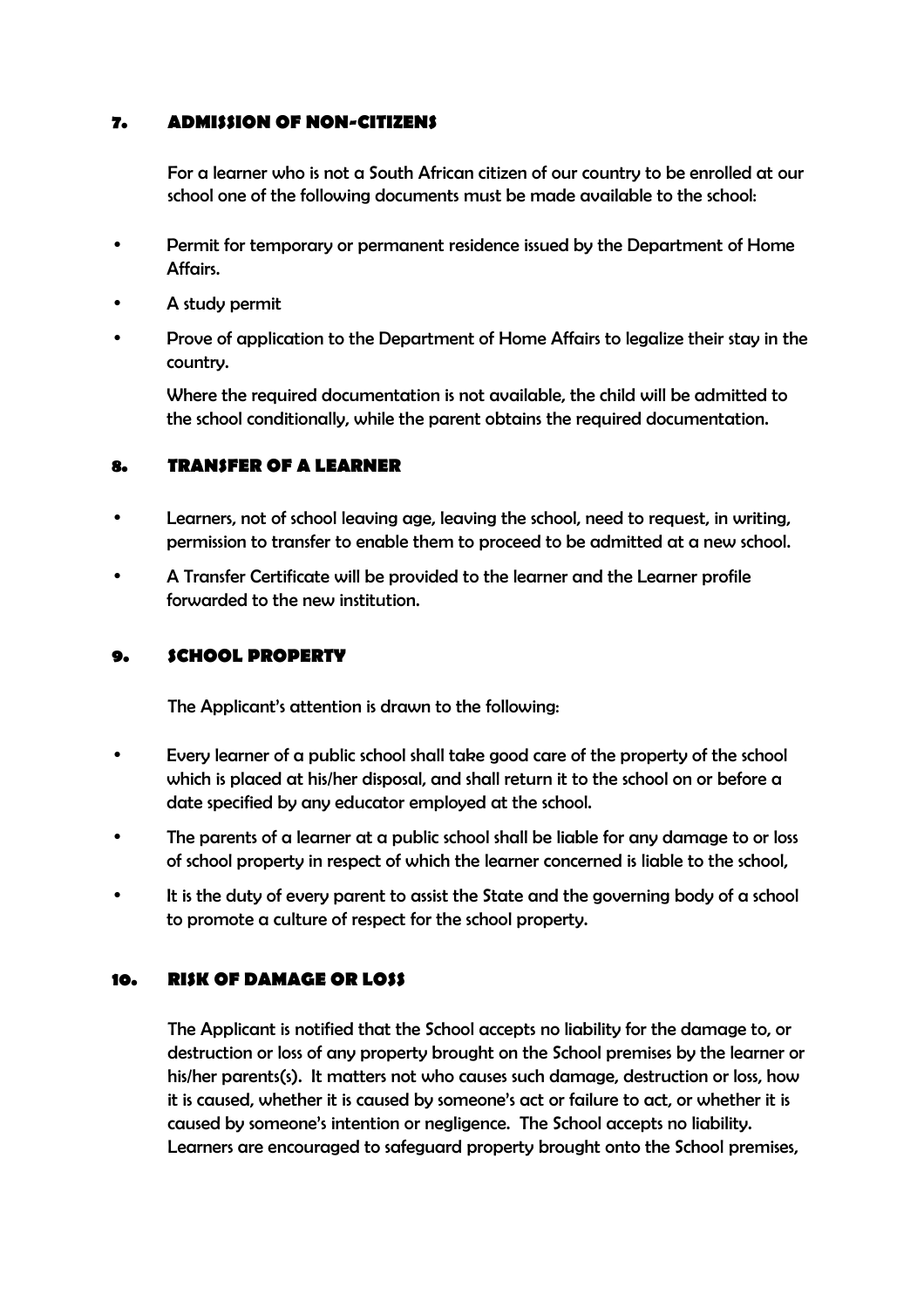## 7. ADMISSION OF NON-CITIZENS

For a learner who is not a South African citizen of our country to be enrolled at our school one of the following documents must be made available to the school:

- Permit for temporary or permanent residence issued by the Department of Home Affairs.
- A study permit
- Prove of application to the Department of Home Affairs to legalize their stay in the country.

Where the required documentation is not available, the child will be admitted to the school conditionally, while the parent obtains the required documentation.

## 8. TRANSFER OF A LEARNER

- Learners, not of school leaving age, leaving the school, need to request, in writing, permission to transfer to enable them to proceed to be admitted at a new school.
- A Transfer Certificate will be provided to the learner and the Learner profile forwarded to the new institution.

## 9. SCHOOL PROPERTY

The Applicant's attention is drawn to the following:

- Every learner of a public school shall take good care of the property of the school which is placed at his/her disposal, and shall return it to the school on or before a date specified by any educator employed at the school.
- The parents of a learner at a public school shall be liable for any damage to or loss of school property in respect of which the learner concerned is liable to the school,
- It is the duty of every parent to assist the State and the governing body of a school to promote a culture of respect for the school property.

## 10. RISK OF DAMAGE OR LOSS

The Applicant is notified that the School accepts no liability for the damage to, or destruction or loss of any property brought on the School premises by the learner or his/her parents(s). It matters not who causes such damage, destruction or loss, how it is caused, whether it is caused by someone's act or failure to act, or whether it is caused by someone's intention or negligence. The School accepts no liability. Learners are encouraged to safeguard property brought onto the School premises,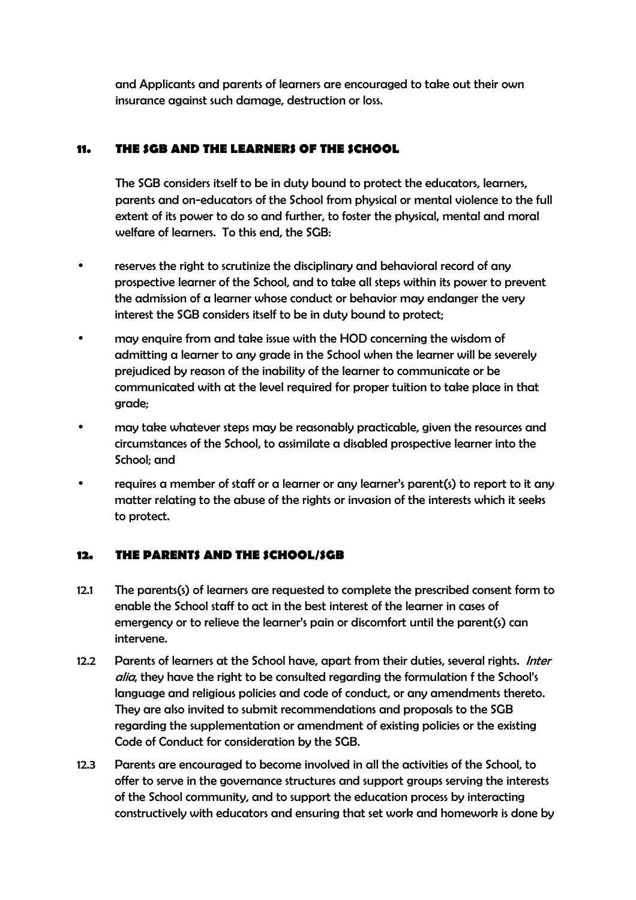and Applicants and parents of learners are encouraged to take out their own insurance against such damage, destruction or loss.

## 11. THE SGB AND THE LEARNERS OF THE SCHOOL

The SGB considers itself to be in duty bound to protect the educators, learners, parents and on-educators of the School from physical or mental violence to the full extent of its power to do so and further, to foster the physical, mental and moral welfare of learners. To this end, the SGB:

- reserves the right to scrutinize the disciplinary and behavioral record of any prospective learner of the School, and to take all steps within its power to prevent the admission of a learner whose conduct or behavior may endanger the very interest the SGB considers itself to be in duty bound to protect;
- may enquire from and take issue with the HOD concerning the wisdom of admitting a learner to any grade in the School when the learner will be severely prejudiced by reason of the inability of the learner to communicate or be communicated with at the level required for proper tuition to take place in that grade;
- may take whatever steps may be reasonably practicable, given the resources and circumstances of the School, to assimilate a disabled prospective learner into the School; and
- requires a member of staff or a learner or any learner's parent(s) to report to it any matter relating to the abuse of the rights or invasion of the interests which it seeks to protect.

## 12. THE PARENTS AND THE SCHOOL/SGB

12.1 The parents(s) of learners are requested to complete the prescribed consent form to enable the School staff to act in the best interest of the learner in cases of emergency or to relieve the learner's pain or discomfort until the parent(s) can intervene.

12.2 Parents of learners at the School have, apart from their duties, several rights. *Inter alia*, they have the right to be consulted regarding the formulation f the School's language and religious policies and code of conduct, or any amendments thereto. They are also invited to submit recommendations and proposals to the SGB regarding the supplementation or amendment of existing policies or the existing Code of Conduct for consideration by the SGB.

12.3 Parents are encouraged to become involved in all the activities of the School, to offer to serve in the governance structures and support groups serving the interests of the School community, and to support the education process by interacting constructively with educators and ensuring that set work and homework is done by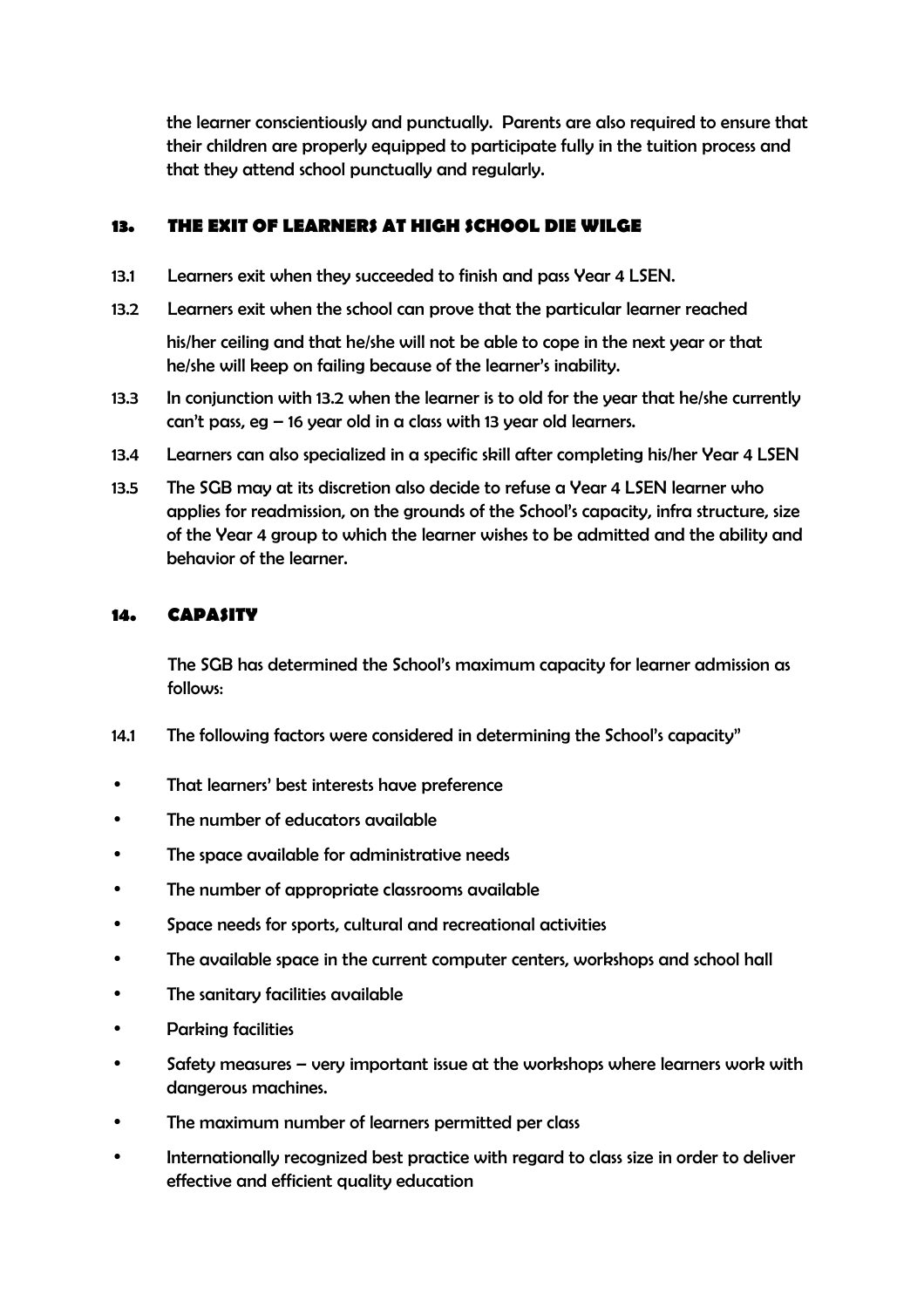the learner conscientiously and punctually. Parents are also required to ensure that their children are properly equipped to participate fully in the tuition process and that they attend school punctually and regularly.

## 13. THE EXIT OF LEARNERS AT HIGH SCHOOL DIE WILGE

13.1 Learners exit when they succeeded to finish and pass Year 4 LSEN.

13.2 Learners exit when the school can prove that the particular learner reached his/her ceiling and that he/she will not be able to cope in the next year or that he/she will keep on failing because of the learner's inability.

13.3 In conjunction with 13.2 when the learner is to old for the year that he/she currently can't pass, eg – 16 year old in a class with 13 year old learners.

13.4 Learners can also specialized in a specific skill after completing his/her Year 4 LSEN

13.5 The SGB may at its discretion also decide to refuse a Year 4 LSEN learner who applies for readmission, on the grounds of the School's capacity, infra structure, size of the Year 4 group to which the learner wishes to be admitted and the ability and behavior of the learner.

## 14. CAPASITY

The SGB has determined the School's maximum capacity for learner admission as follows:

14.1 The following factors were considered in determining the School's capacity"

- That learners' best interests have preference
- The number of educators available
- The space available for administrative needs
- The number of appropriate classrooms available
- Space needs for sports, cultural and recreational activities
- The available space in the current computer centers, workshops and school hall
- The sanitary facilities available
- Parking facilities
- Safety measures – very important issue at the workshops where learners work with dangerous machines.
- The maximum number of learners permitted per class
- Internationally recognized best practice with regard to class size in order to deliver effective and efficient quality education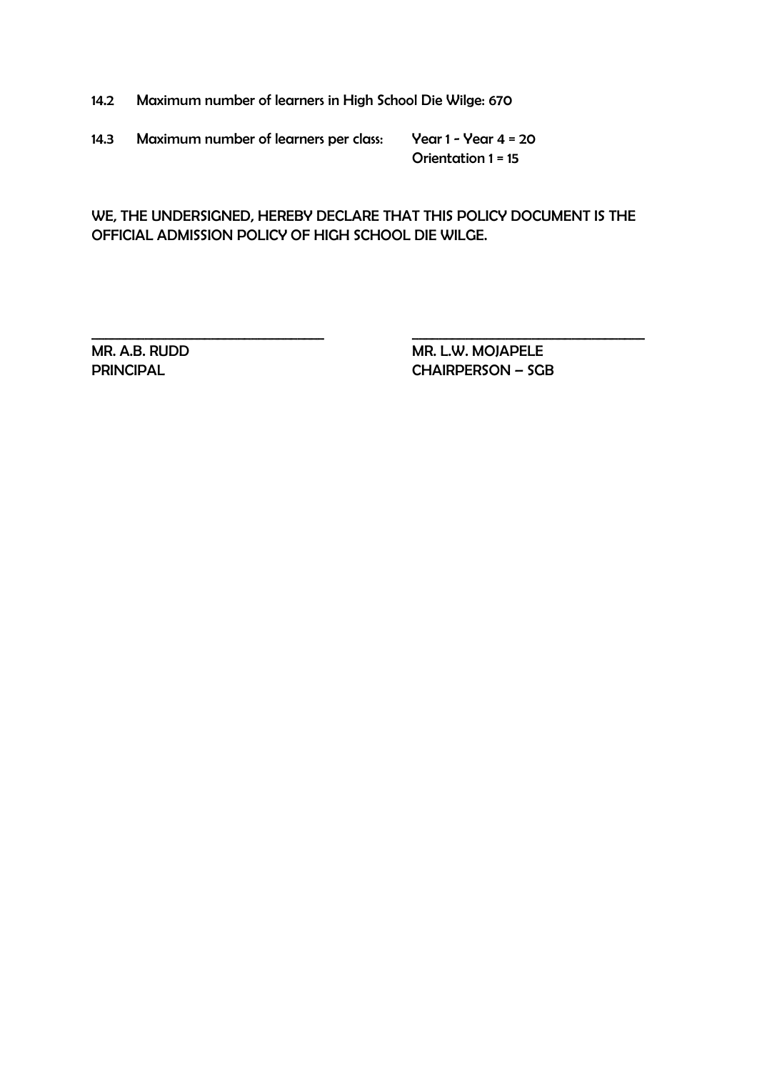14.2 Maximum number of learners in High School Die Wilge: 670

14.3 Maximum number of learners per class: Year 1 - Year 4 = 20
Orientation 1 = 15

WE, THE UNDERSIGNED, HEREBY DECLARE THAT THIS POLICY DOCUMENT IS THE OFFICIAL ADMISSION POLICY OF HIGH SCHOOL DIE WILGE.

| ______________________________ | ______________________________ |
|---|---|
| MR. A.B. RUDD | MR. L.W. MOJAPELE |
| PRINCIPAL | CHAIRPERSON – SGB |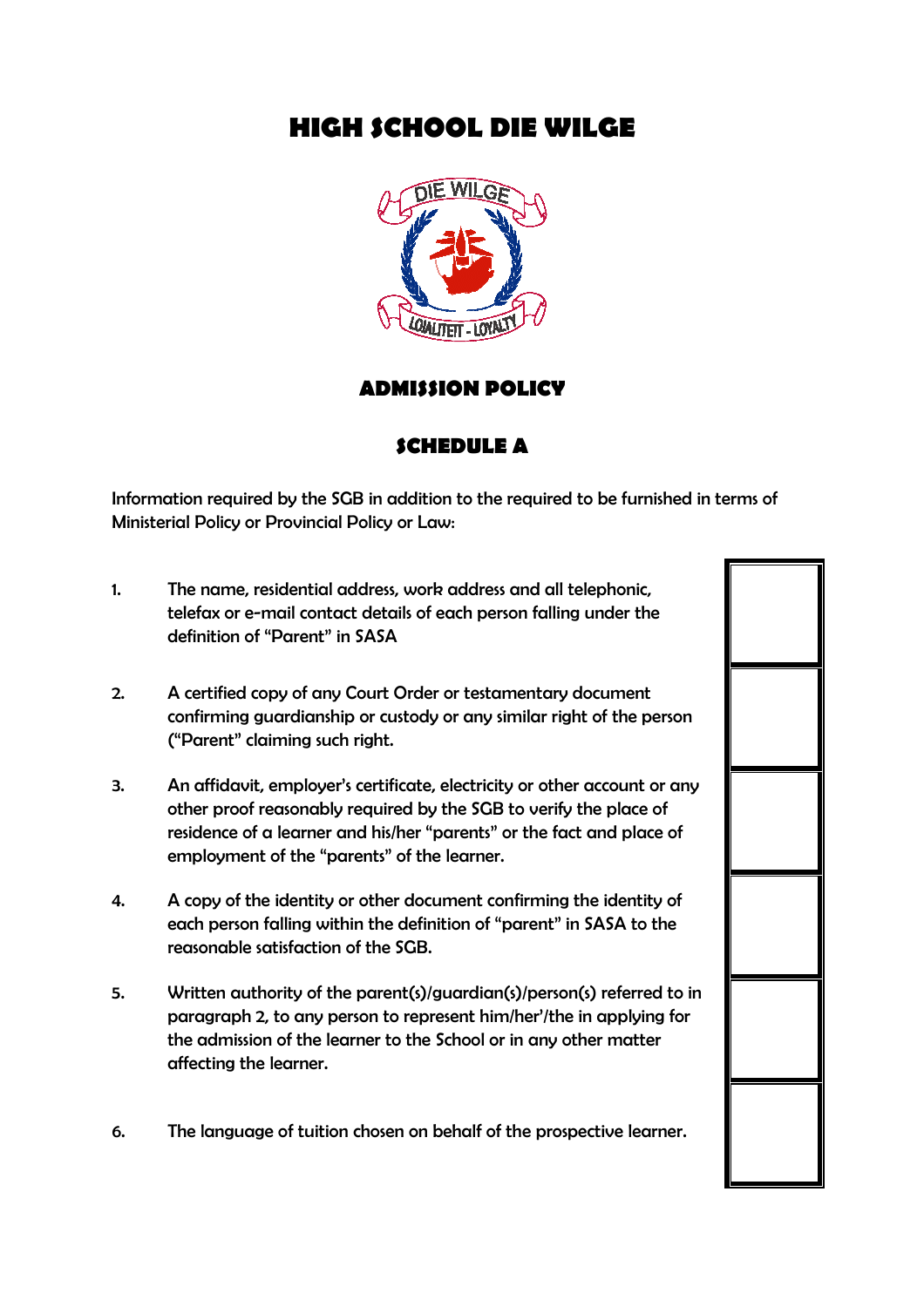# HIGH SCHOOL DIE WILGE

## ADMISSION POLICY

## SCHEDULE A

Information required by the SGB in addition to the required to be furnished in terms of Ministerial Policy or Provincial Policy or Law:

1. The name, residential address, work address and all telephonic, telefax or e-mail contact details of each person falling under the definition of "Parent" in SASA

2. A certified copy of any Court Order or testamentary document confirming guardianship or custody or any similar right of the person ("Parent" claiming such right.

3. An affidavit, employer's certificate, electricity or other account or any other proof reasonably required by the SGB to verify the place of residence of a learner and his/her "parents" or the fact and place of employment of the "parents" of the learner.

4. A copy of the identity or other document confirming the identity of each person falling within the definition of "parent" in SASA to the reasonable satisfaction of the SGB.

5. Written authority of the parent(s)/guardian(s)/person(s) referred to in paragraph 2, to any person to represent him/her'/the in applying for the admission of the learner to the School or in any other matter affecting the learner.

6. The language of tuition chosen on behalf of the prospective learner.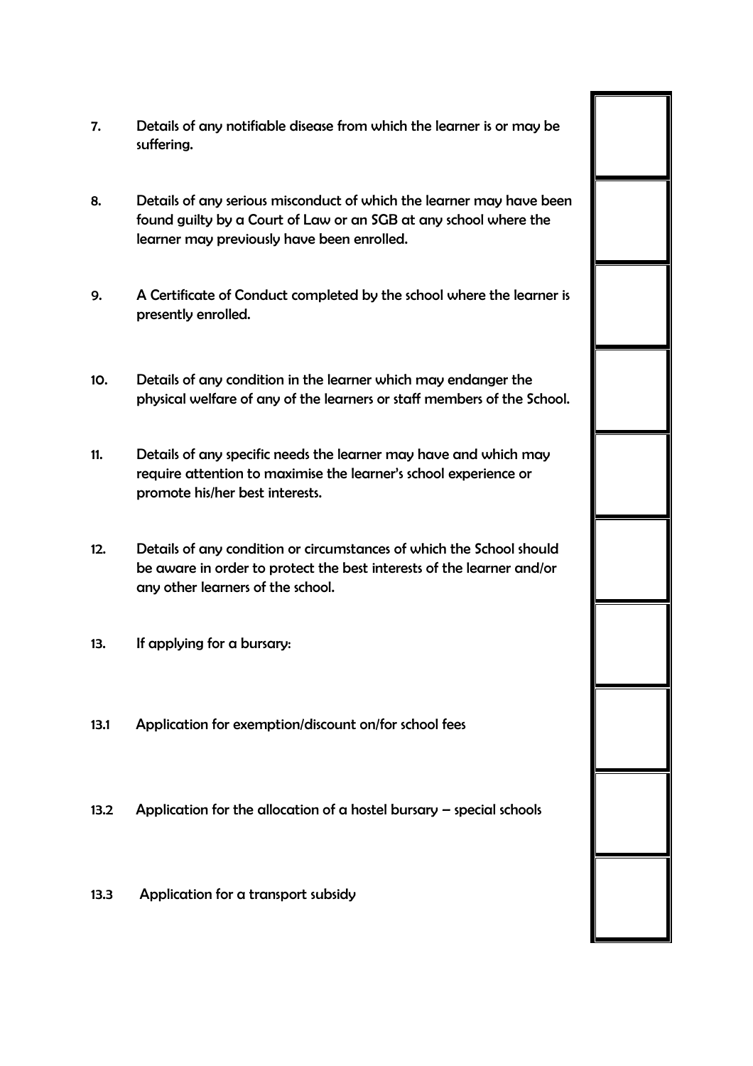7. Details of any notifiable disease from which the learner is or may be suffering.

8. Details of any serious misconduct of which the learner may have been found guilty by a Court of Law or an SGB at any school where the learner may previously have been enrolled.

9. A Certificate of Conduct completed by the school where the learner is presently enrolled.

10. Details of any condition in the learner which may endanger the physical welfare of any of the learners or staff members of the School.

11. Details of any specific needs the learner may have and which may require attention to maximise the learner's school experience or promote his/her best interests.

12. Details of any condition or circumstances of which the School should be aware in order to protect the best interests of the learner and/or any other learners of the school.

13. If applying for a bursary:

13.1 Application for exemption/discount on/for school fees

13.2 Application for the allocation of a hostel bursary – special schools

13.3 Application for a transport subsidy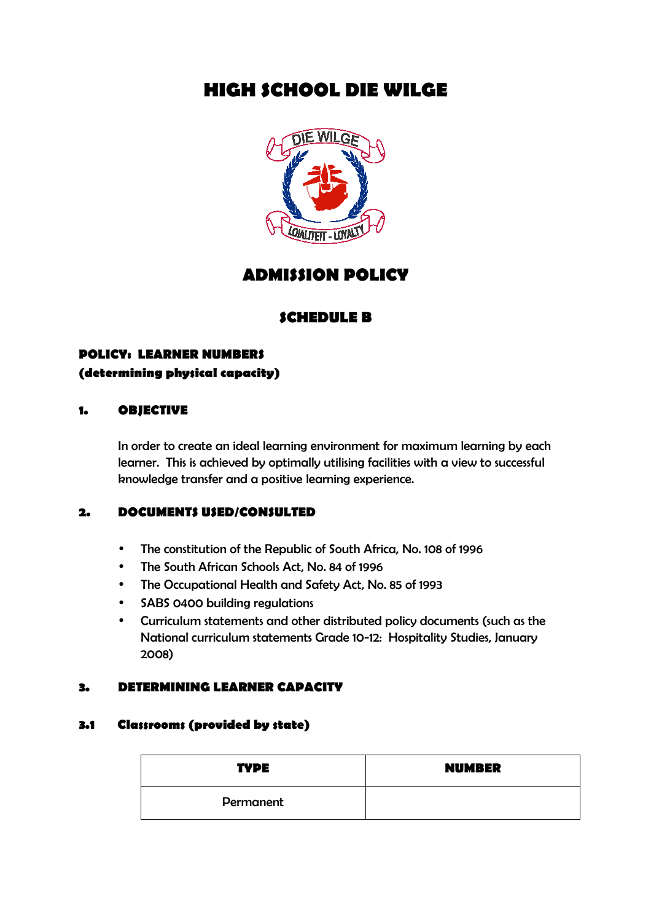# HIGH SCHOOL DIE WILGE

## ADMISSION POLICY

## SCHEDULE B

**POLICY: LEARNER NUMBERS**
**(determining physical capacity)**

### 1. OBJECTIVE

In order to create an ideal learning environment for maximum learning by each learner. This is achieved by optimally utilising facilities with a view to successful knowledge transfer and a positive learning experience.

### 2. DOCUMENTS USED/CONSULTED

- The constitution of the Republic of South Africa, No. 108 of 1996
- The South African Schools Act, No. 84 of 1996
- The Occupational Health and Safety Act, No. 85 of 1993
- SABS 0400 building regulations
- Curriculum statements and other distributed policy documents (such as the National curriculum statements Grade 10-12: Hospitality Studies, January 2008)

### 3. DETERMINING LEARNER CAPACITY

#### 3.1 Classrooms (provided by state)

| TYPE | NUMBER |
|---|---|
| Permanent | |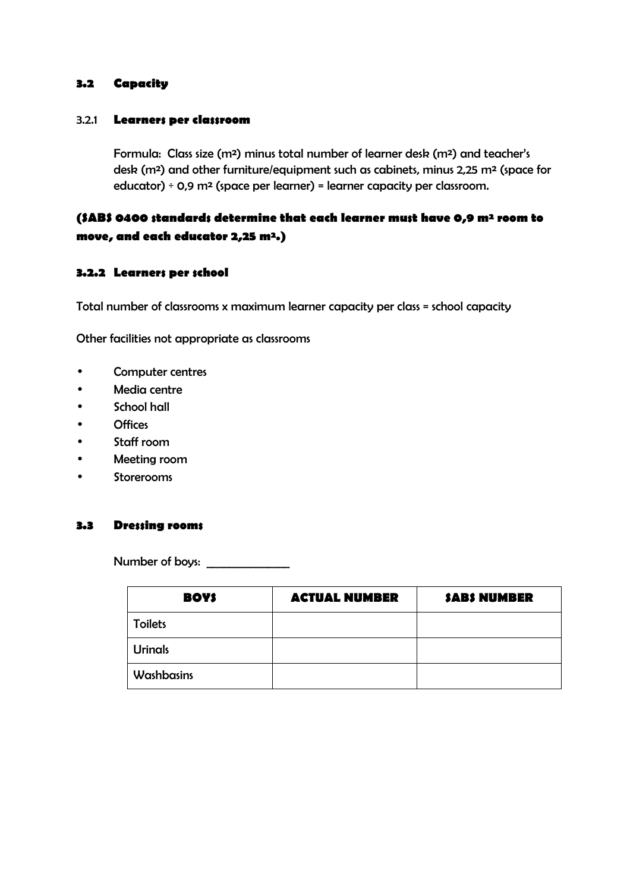## 3.2 Capacity

### 3.2.1 **Learners per classroom**

Formula: Class size ($m^2$) minus total number of learner desk ($m^2$) and teacher's desk ($m^2$) and other furniture/equipment such as cabinets, minus 2,25 $m^2$ (space for educator) ÷ 0,9 $m^2$ (space per learner) = learner capacity per classroom.

**(SABS 0400 standards determine that each learner must have 0,9 $m^2$ room to move, and each educator 2,25 $m^2$.)**

### 3.2.2 Learners per school

Total number of classrooms x maximum learner capacity per class = school capacity

Other facilities not appropriate as classrooms

- Computer centres
- Media centre
- School hall
- Offices
- Staff room
- Meeting room
- Storerooms

## 3.3 Dressing rooms

Number of boys: _______________

| BOYS | ACTUAL NUMBER | SABS NUMBER |
| --- | --- | --- |
| Toilets | | |
| Urinals | | |
| Washbasins | | |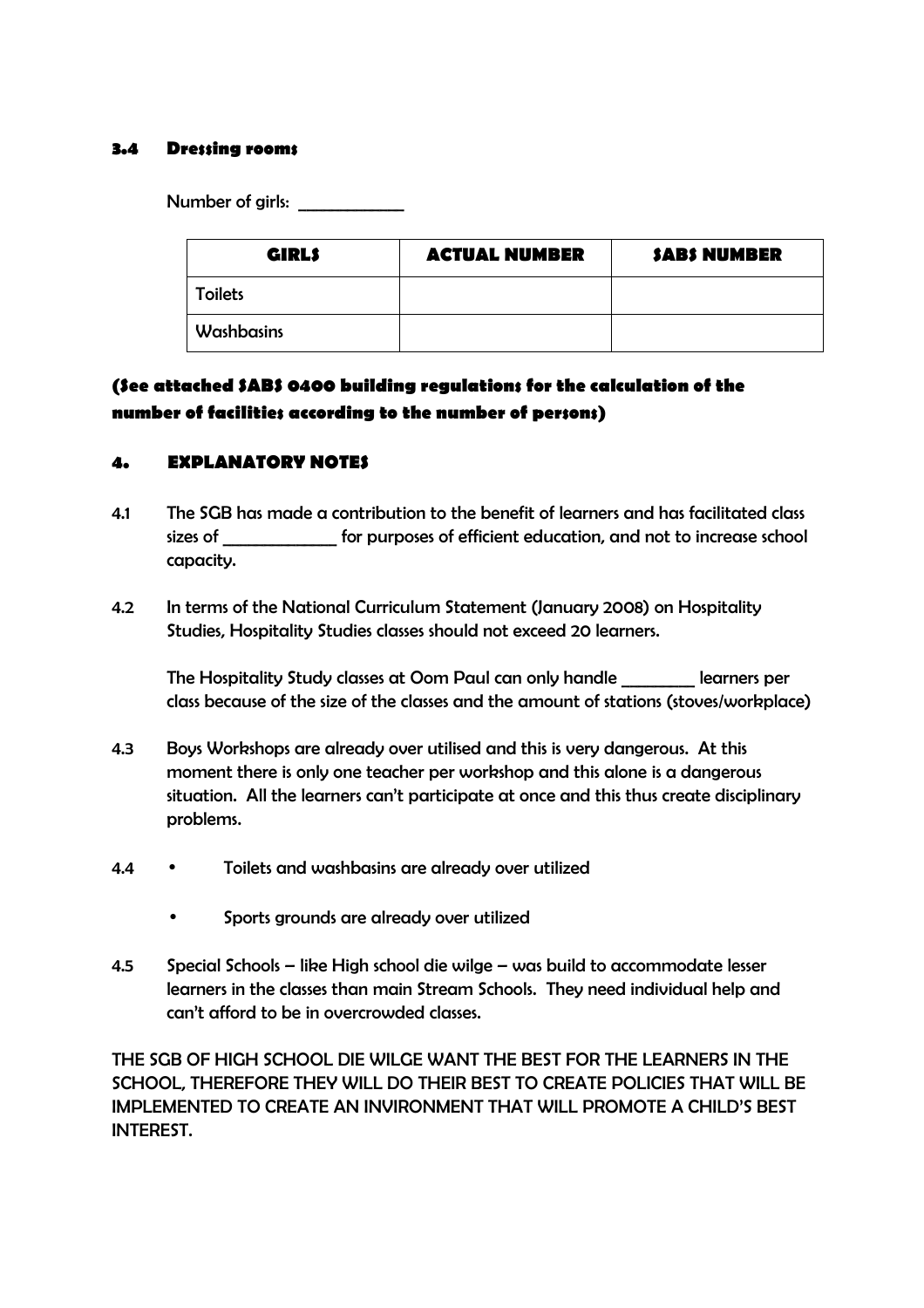### 3.4 Dressing rooms

Number of girls: ____________

| GIRLS | ACTUAL NUMBER | SABS NUMBER |
|---|---|---|
| Toilets | | |
| Washbasins | | |

**(See attached SABS 0400 building regulations for the calculation of the number of facilities according to the number of persons)**

## 4. EXPLANATORY NOTES

4.1 The SGB has made a contribution to the benefit of learners and has facilitated class sizes of _____________ for purposes of efficient education, and not to increase school capacity.

4.2 In terms of the National Curriculum Statement (January 2008) on Hospitality Studies, Hospitality Studies classes should not exceed 20 learners.

The Hospitality Study classes at Oom Paul can only handle ________ learners per class because of the size of the classes and the amount of stations (stoves/workplace)

4.3 Boys Workshops are already over utilised and this is very dangerous. At this moment there is only one teacher per workshop and this alone is a dangerous situation. All the learners can't participate at once and this thus create disciplinary problems.

4.4
- Toilets and washbasins are already over utilized
- Sports grounds are already over utilized

4.5 Special Schools – like High school die wilge – was build to accommodate lesser learners in the classes than main Stream Schools. They need individual help and can't afford to be in overcrowded classes.

THE SGB OF HIGH SCHOOL DIE WILGE WANT THE BEST FOR THE LEARNERS IN THE SCHOOL, THEREFORE THEY WILL DO THEIR BEST TO CREATE POLICIES THAT WILL BE IMPLEMENTED TO CREATE AN INVIRONMENT THAT WILL PROMOTE A CHILD'S BEST INTEREST.